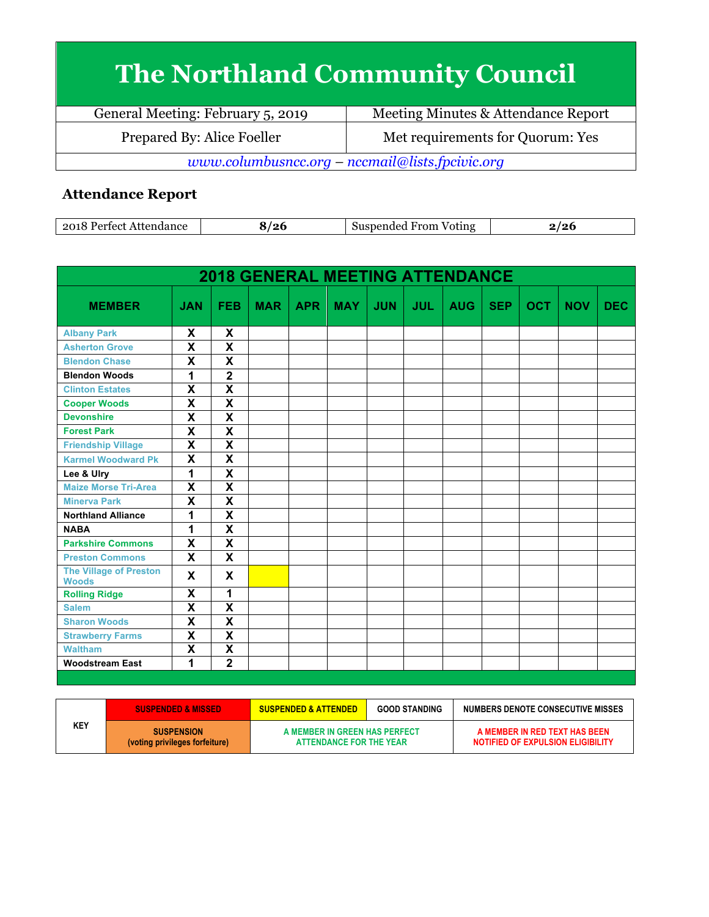# The Northland Community Council

| General Meeting: February 5, 2019 | Meeting Minutes & Attendance Report |
|---|---|
| Prepared By: Alice Foeller | Met requirements for Quorum: Yes |

*www.columbusncc.org – nccmail@lists.fpcivic.org*

### Attendance Report

| 2018 Perfect Attendance | 8/26 | Suspended From Voting | 2/26 |
|---|---|---|---|

**2018 GENERAL MEETING ATTENDANCE**

| MEMBER | JAN | FEB | MAR | APR | MAY | JUN | JUL | AUG | SEP | OCT | NOV | DEC |
|---|---|---|---|---|---|---|---|---|---|---|---|---|
| Albany Park | X | X | | | | | | | | | | |
| Asherton Grove | X | X | | | | | | | | | | |
| Blendon Chase | X | X | | | | | | | | | | |
| Blendon Woods | 1 | 2 | | | | | | | | | | |
| Clinton Estates | X | X | | | | | | | | | | |
| Cooper Woods | X | X | | | | | | | | | | |
| Devonshire | X | X | | | | | | | | | | |
| Forest Park | X | X | | | | | | | | | | |
| Friendship Village | X | X | | | | | | | | | | |
| Karmel Woodward Pk | X | X | | | | | | | | | | |
| Lee & Ulry | 1 | X | | | | | | | | | | |
| Maize Morse Tri-Area | X | X | | | | | | | | | | |
| Minerva Park | X | X | | | | | | | | | | |
| Northland Alliance | 1 | X | | | | | | | | | | |
| NABA | 1 | X | | | | | | | | | | |
| Parkshire Commons | X | X | | | | | | | | | | |
| Preston Commons | X | X | | | | | | | | | | |
| The Village of Preston Woods | X | X | | | | | | | | | | |
| Rolling Ridge | X | 1 | | | | | | | | | | |
| Salem | X | X | | | | | | | | | | |
| Sharon Woods | X | X | | | | | | | | | | |
| Strawberry Farms | X | X | | | | | | | | | | |
| Waltham | X | X | | | | | | | | | | |
| Woodstream East | 1 | 2 | | | | | | | | | | |

| KEY | SUSPENDED & MISSED | SUSPENDED & ATTENDED | GOOD STANDING | NUMBERS DENOTE CONSECUTIVE MISSES |
|---|---|---|---|---|
| | SUSPENSION (voting privileges forfeiture) | A MEMBER IN GREEN HAS PERFECT ATTENDANCE FOR THE YEAR | | A MEMBER IN RED TEXT HAS BEEN NOTIFIED OF EXPULSION ELIGIBILITY |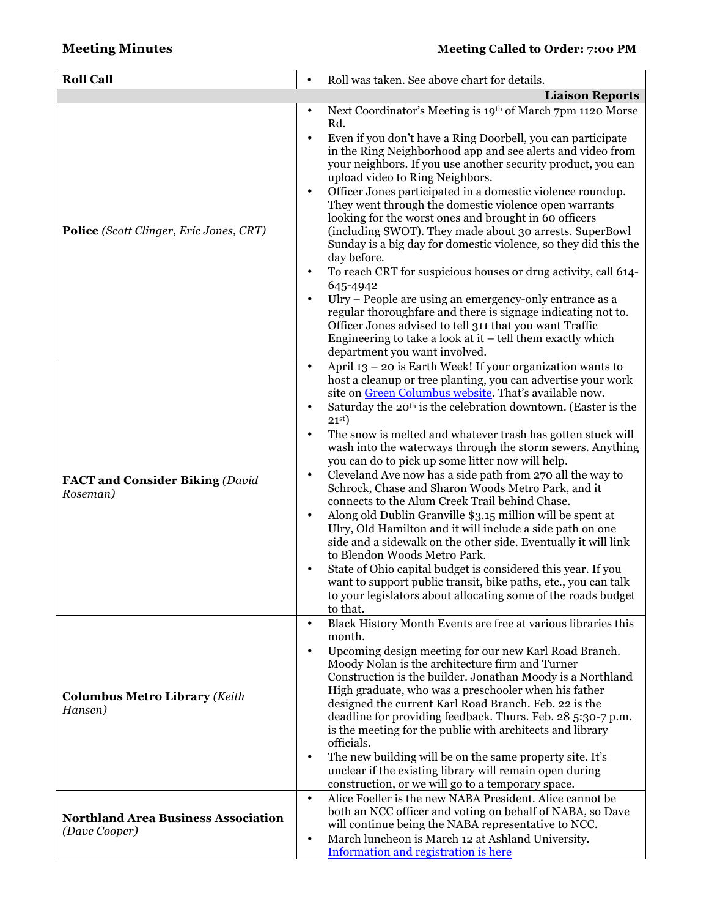**Meeting Minutes** **Meeting Called to Order: 7:00 PM**

| Roll Call | • Roll was taken. See above chart for details. |
|---|---|
| | **Liaison Reports** |
| **Police** *(Scott Clinger, Eric Jones, CRT)* | • Next Coordinator's Meeting is 19th of March 7pm 1120 Morse Rd.<br>• Even if you don't have a Ring Doorbell, you can participate in the Ring Neighborhood app and see alerts and video from your neighbors. If you use another security product, you can upload video to Ring Neighbors.<br>• Officer Jones participated in a domestic violence roundup. They went through the domestic violence open warrants looking for the worst ones and brought in 60 officers (including SWOT). They made about 30 arrests. SuperBowl Sunday is a big day for domestic violence, so they did this the day before.<br>• To reach CRT for suspicious houses or drug activity, call 614-645-4942<br>• Ulry – People are using an emergency-only entrance as a regular thoroughfare and there is signage indicating not to. Officer Jones advised to tell 311 that you want Traffic Engineering to take a look at it – tell them exactly which department you want involved. |
| **FACT and Consider Biking** *(David Roseman)* | • April 13 – 20 is Earth Week! If your organization wants to host a cleanup or tree planting, you can advertise your work site on Green Columbus website. That's available now.<br>• Saturday the 20th is the celebration downtown. (Easter is the 21st)<br>• The snow is melted and whatever trash has gotten stuck will wash into the waterways through the storm sewers. Anything you can do to pick up some litter now will help.<br>• Cleveland Ave now has a side path from 270 all the way to Schrock, Chase and Sharon Woods Metro Park, and it connects to the Alum Creek Trail behind Chase.<br>• Along old Dublin Granville $3.15 million will be spent at Ulry, Old Hamilton and it will include a side path on one side and a sidewalk on the other side. Eventually it will link to Blendon Woods Metro Park.<br>• State of Ohio capital budget is considered this year. If you want to support public transit, bike paths, etc., you can talk to your legislators about allocating some of the roads budget to that. |
| **Columbus Metro Library** *(Keith Hansen)* | • Black History Month Events are free at various libraries this month.<br>• Upcoming design meeting for our new Karl Road Branch. Moody Nolan is the architecture firm and Turner Construction is the builder. Jonathan Moody is a Northland High graduate, who was a preschooler when his father designed the current Karl Road Branch. Feb. 22 is the deadline for providing feedback. Thurs. Feb. 28 5:30-7 p.m. is the meeting for the public with architects and library officials.<br>• The new building will be on the same property site. It's unclear if the existing library will remain open during construction, or we will go to a temporary space. |
| **Northland Area Business Association** *(Dave Cooper)* | • Alice Foeller is the new NABA President. Alice cannot be both an NCC officer and voting on behalf of NABA, so Dave will continue being the NABA representative to NCC.<br>• March luncheon is March 12 at Ashland University. Information and registration is here |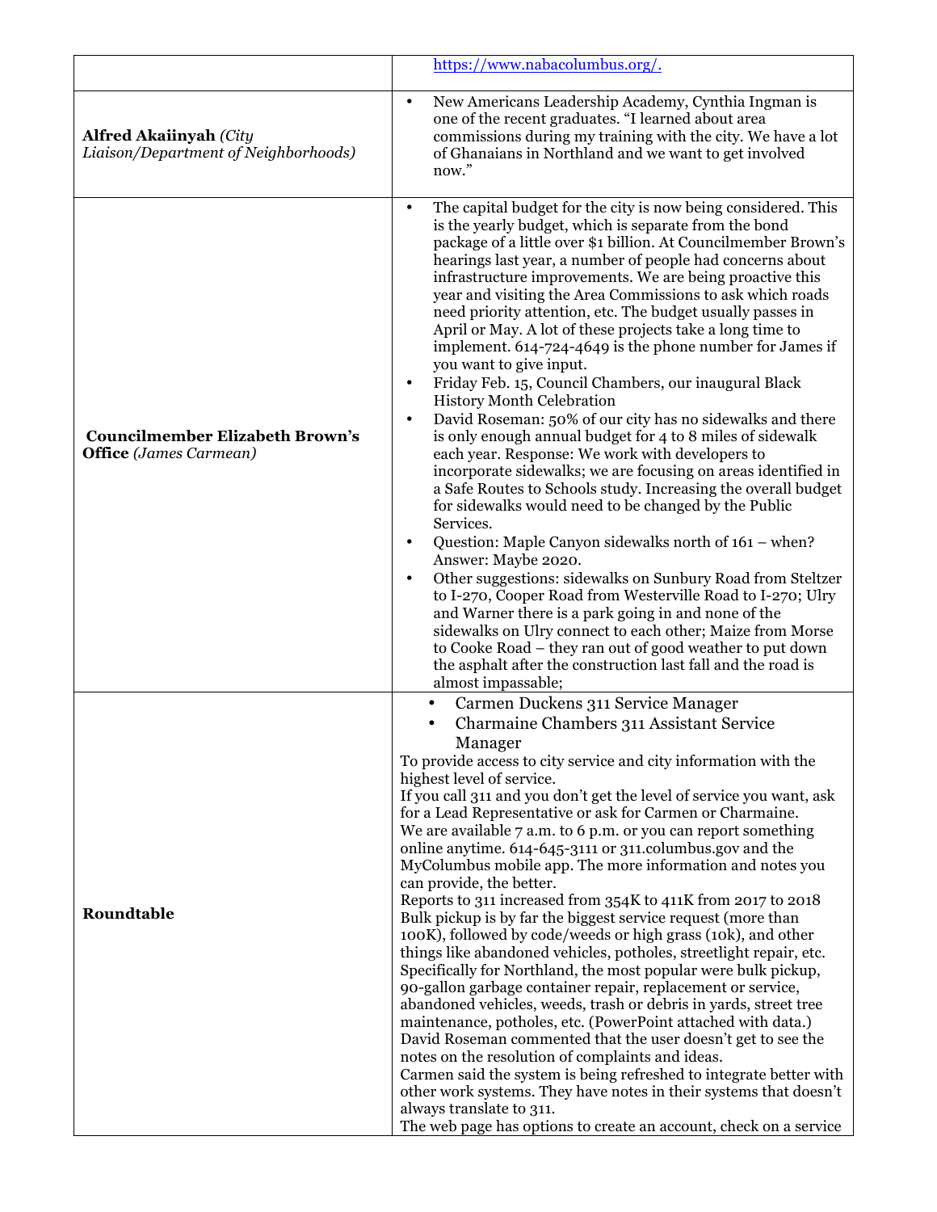| | |
|---|---|
| | https://www.nabacolumbus.org/. |
| **Alfred Akaiinyah** *(City Liaison/Department of Neighborhoods)* | • New Americans Leadership Academy, Cynthia Ingman is one of the recent graduates. "I learned about area commissions during my training with the city. We have a lot of Ghanaians in Northland and we want to get involved now." |
| **Councilmember Elizabeth Brown's Office** *(James Carmean)* | • The capital budget for the city is now being considered. This is the yearly budget, which is separate from the bond package of a little over $1 billion. At Councilmember Brown's hearings last year, a number of people had concerns about infrastructure improvements. We are being proactive this year and visiting the Area Commissions to ask which roads need priority attention, etc. The budget usually passes in April or May. A lot of these projects take a long time to implement. 614-724-4649 is the phone number for James if you want to give input.<br>• Friday Feb. 15, Council Chambers, our inaugural Black History Month Celebration<br>• David Roseman: 50% of our city has no sidewalks and there is only enough annual budget for 4 to 8 miles of sidewalk each year. Response: We work with developers to incorporate sidewalks; we are focusing on areas identified in a Safe Routes to Schools study. Increasing the overall budget for sidewalks would need to be changed by the Public Services.<br>• Question: Maple Canyon sidewalks north of 161 – when? Answer: Maybe 2020.<br>• Other suggestions: sidewalks on Sunbury Road from Steltzer to I-270, Cooper Road from Westerville Road to I-270; Ulry and Warner there is a park going in and none of the sidewalks on Ulry connect to each other; Maize from Morse to Cooke Road – they ran out of good weather to put down the asphalt after the construction last fall and the road is almost impassable; |
| **Roundtable** | • Carmen Duckens 311 Service Manager<br>• Charmaine Chambers 311 Assistant Service Manager<br>To provide access to city service and city information with the highest level of service.<br>If you call 311 and you don't get the level of service you want, ask for a Lead Representative or ask for Carmen or Charmaine.<br>We are available 7 a.m. to 6 p.m. or you can report something online anytime. 614-645-3111 or 311.columbus.gov and the MyColumbus mobile app. The more information and notes you can provide, the better.<br>Reports to 311 increased from 354K to 411K from 2017 to 2018<br>Bulk pickup is by far the biggest service request (more than 100K), followed by code/weeds or high grass (10k), and other things like abandoned vehicles, potholes, streetlight repair, etc.<br>Specifically for Northland, the most popular were bulk pickup, 90-gallon garbage container repair, replacement or service, abandoned vehicles, weeds, trash or debris in yards, street tree maintenance, potholes, etc. (PowerPoint attached with data.)<br>David Roseman commented that the user doesn't get to see the notes on the resolution of complaints and ideas.<br>Carmen said the system is being refreshed to integrate better with other work systems. They have notes in their systems that doesn't always translate to 311.<br>The web page has options to create an account, check on a service |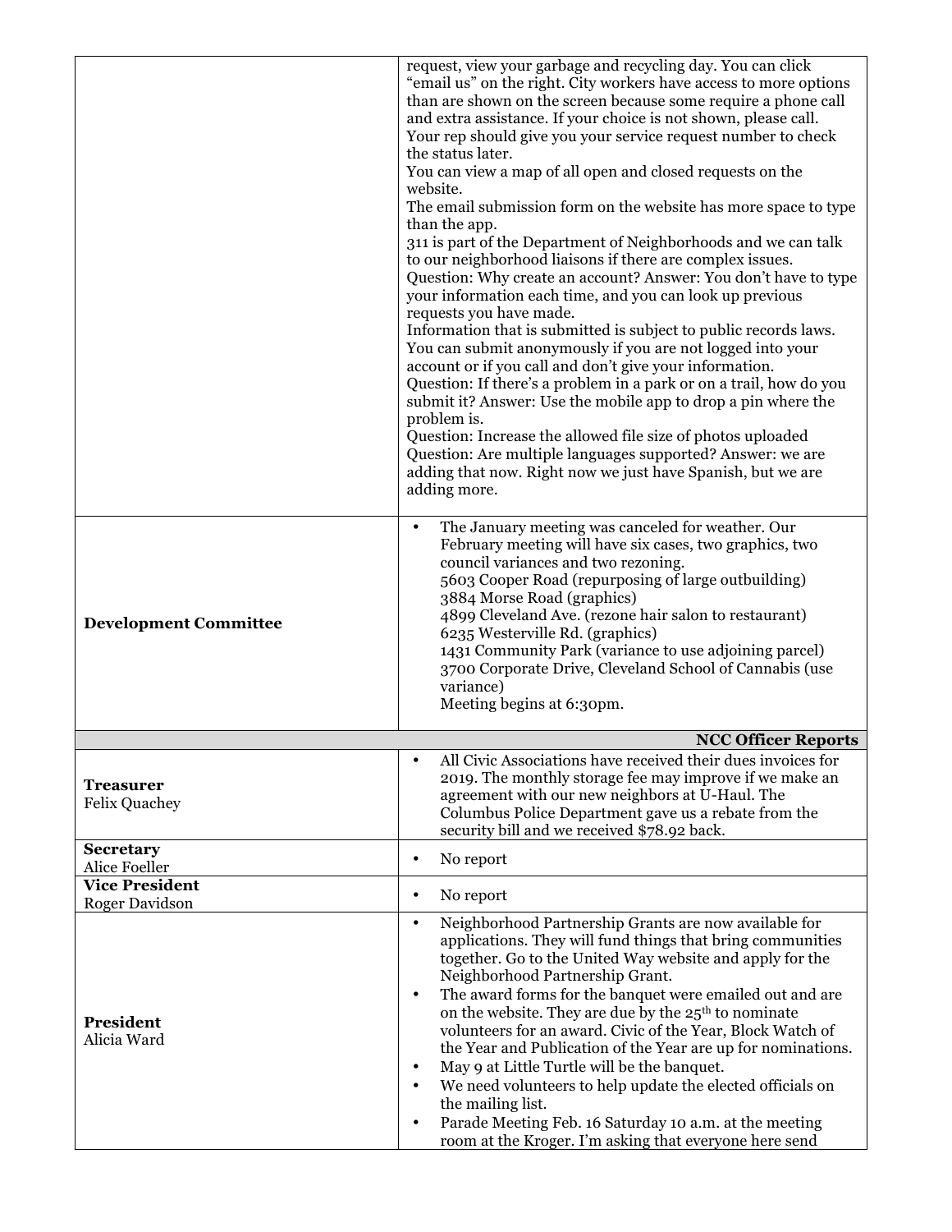| | |
|---|---|
| | request, view your garbage and recycling day. You can click "email us" on the right. City workers have access to more options than are shown on the screen because some require a phone call and extra assistance. If your choice is not shown, please call. Your rep should give you your service request number to check the status later.<br>You can view a map of all open and closed requests on the website.<br>The email submission form on the website has more space to type than the app.<br>311 is part of the Department of Neighborhoods and we can talk to our neighborhood liaisons if there are complex issues.<br>Question: Why create an account? Answer: You don't have to type your information each time, and you can look up previous requests you have made.<br>Information that is submitted is subject to public records laws. You can submit anonymously if you are not logged into your account or if you call and don't give your information.<br>Question: If there's a problem in a park or on a trail, how do you submit it? Answer: Use the mobile app to drop a pin where the problem is.<br>Question: Increase the allowed file size of photos uploaded<br>Question: Are multiple languages supported? Answer: we are adding that now. Right now we just have Spanish, but we are adding more. |
| **Development Committee** | • The January meeting was canceled for weather. Our February meeting will have six cases, two graphics, two council variances and two rezoning.<br>5603 Cooper Road (repurposing of large outbuilding)<br>3884 Morse Road (graphics)<br>4899 Cleveland Ave. (rezone hair salon to restaurant)<br>6235 Westerville Rd. (graphics)<br>1431 Community Park (variance to use adjoining parcel)<br>3700 Corporate Drive, Cleveland School of Cannabis (use variance)<br>Meeting begins at 6:30pm. |
| | **NCC Officer Reports** |
| **Treasurer**<br>Felix Quachey | • All Civic Associations have received their dues invoices for 2019. The monthly storage fee may improve if we make an agreement with our new neighbors at U-Haul. The Columbus Police Department gave us a rebate from the security bill and we received $78.92 back. |
| **Secretary**<br>Alice Foeller | • No report |
| **Vice President**<br>Roger Davidson | • No report |
| **President**<br>Alicia Ward | • Neighborhood Partnership Grants are now available for applications. They will fund things that bring communities together. Go to the United Way website and apply for the Neighborhood Partnership Grant.<br>• The award forms for the banquet were emailed out and are on the website. They are due by the 25th to nominate volunteers for an award. Civic of the Year, Block Watch of the Year and Publication of the Year are up for nominations.<br>• May 9 at Little Turtle will be the banquet.<br>• We need volunteers to help update the elected officials on the mailing list.<br>• Parade Meeting Feb. 16 Saturday 10 a.m. at the meeting room at the Kroger. I'm asking that everyone here send |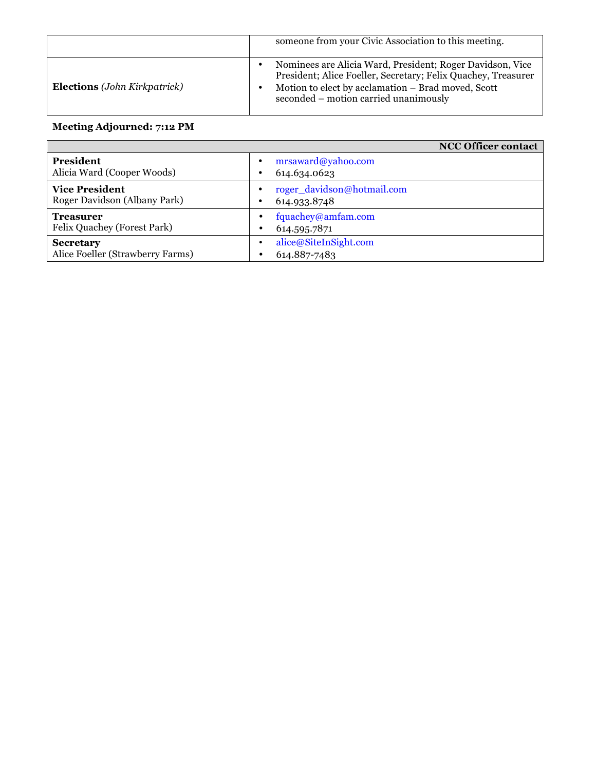| | |
|---|---|
| | someone from your Civic Association to this meeting. |
| **Elections** *(John Kirkpatrick)* | • Nominees are Alicia Ward, President; Roger Davidson, Vice President; Alice Foeller, Secretary; Felix Quachey, Treasurer<br>• Motion to elect by acclamation – Brad moved, Scott seconded – motion carried unanimously |

**Meeting Adjourned: 7:12 PM**

| | **NCC Officer contact** |
|---|---|
| **President**<br>Alicia Ward (Cooper Woods) | • mrsaward@yahoo.com<br>• 614.634.0623 |
| **Vice President**<br>Roger Davidson (Albany Park) | • roger_davidson@hotmail.com<br>• 614.933.8748 |
| **Treasurer**<br>Felix Quachey (Forest Park) | • fquachey@amfam.com<br>• 614.595.7871 |
| **Secretary**<br>Alice Foeller (Strawberry Farms) | • alice@SiteInSight.com<br>• 614.887-7483 |